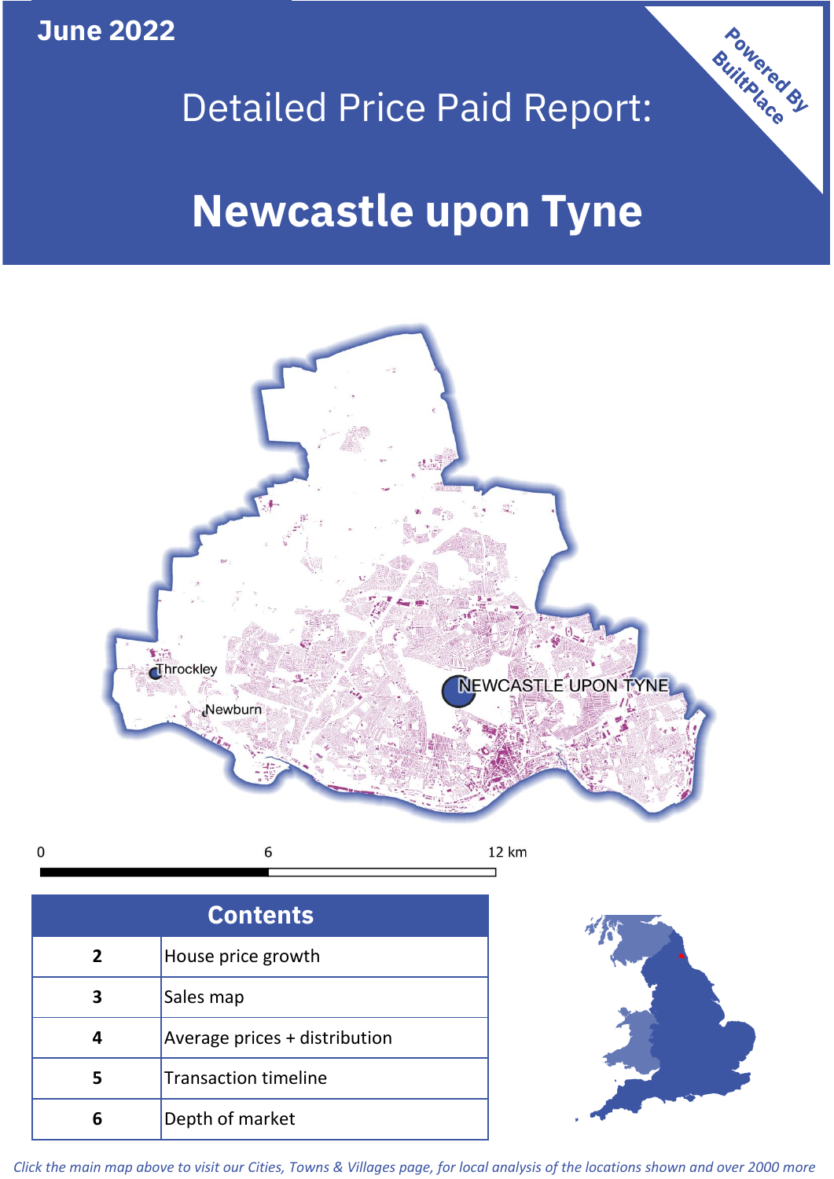June 2022

# Detailed Price Paid Report:

# Newcastle upon Tyne

Powered By BuiltPlace

## Contents

| | |
|---|---|
| 2 | House price growth |
| 3 | Sales map |
| 4 | Average prices + distribution |
| 5 | Transaction timeline |
| 6 | Depth of market |

*Click the main map above to visit our Cities, Towns & Villages page, for local analysis of the locations shown and over 2000 more*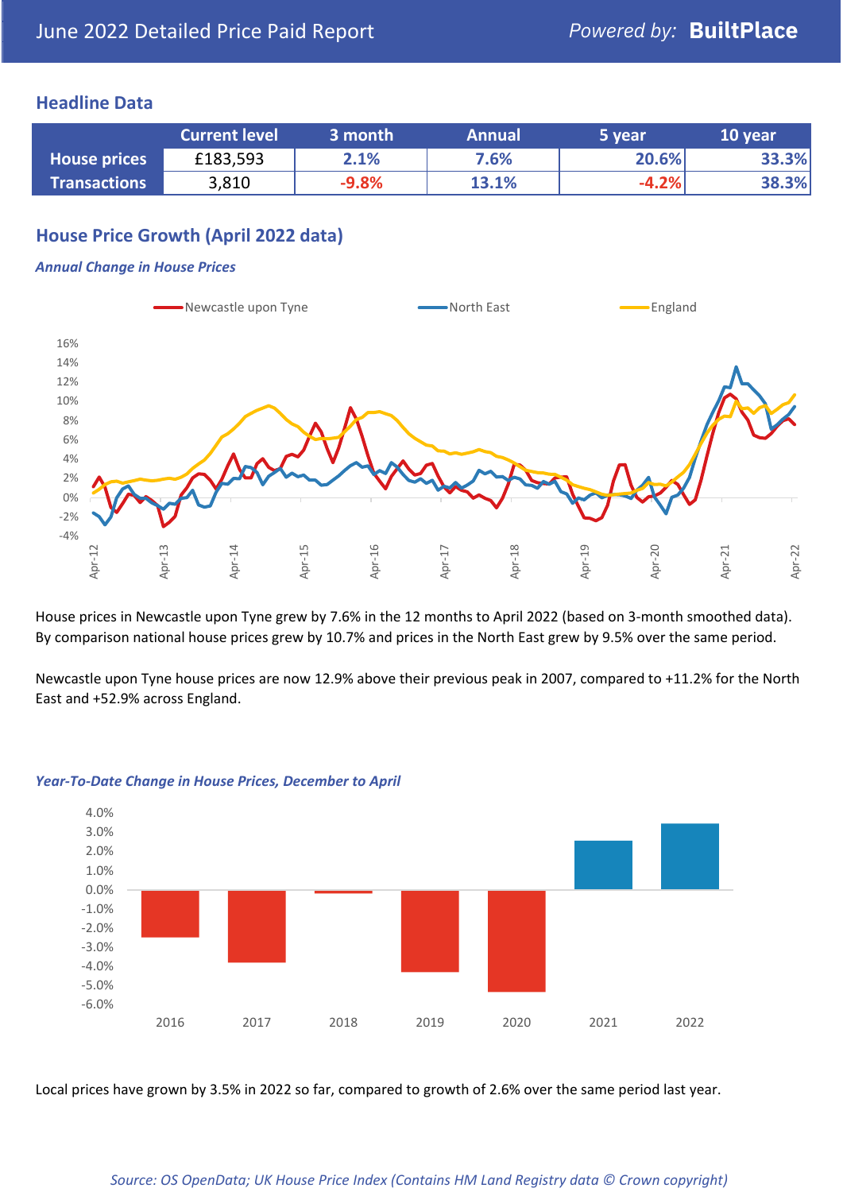June 2022 Detailed Price Paid Report

Powered by: **BuiltPlace**

## Headline Data

| | Current level | 3 month | Annual | 5 year | 10 year |
|---|---|---|---|---|---|
| **House prices** | £183,593 | 2.1% | 7.6% | 20.6% | 33.3% |
| **Transactions** | 3,810 | -9.8% | 13.1% | -4.2% | 38.3% |

## House Price Growth (April 2022 data)

***Annual Change in House Prices***

House prices in Newcastle upon Tyne grew by 7.6% in the 12 months to April 2022 (based on 3-month smoothed data). By comparison national house prices grew by 10.7% and prices in the North East grew by 9.5% over the same period.

Newcastle upon Tyne house prices are now 12.9% above their previous peak in 2007, compared to +11.2% for the North East and +52.9% across England.

***Year-To-Date Change in House Prices, December to April***

Local prices have grown by 3.5% in 2022 so far, compared to growth of 2.6% over the same period last year.

*Source: OS OpenData; UK House Price Index (Contains HM Land Registry data © Crown copyright)*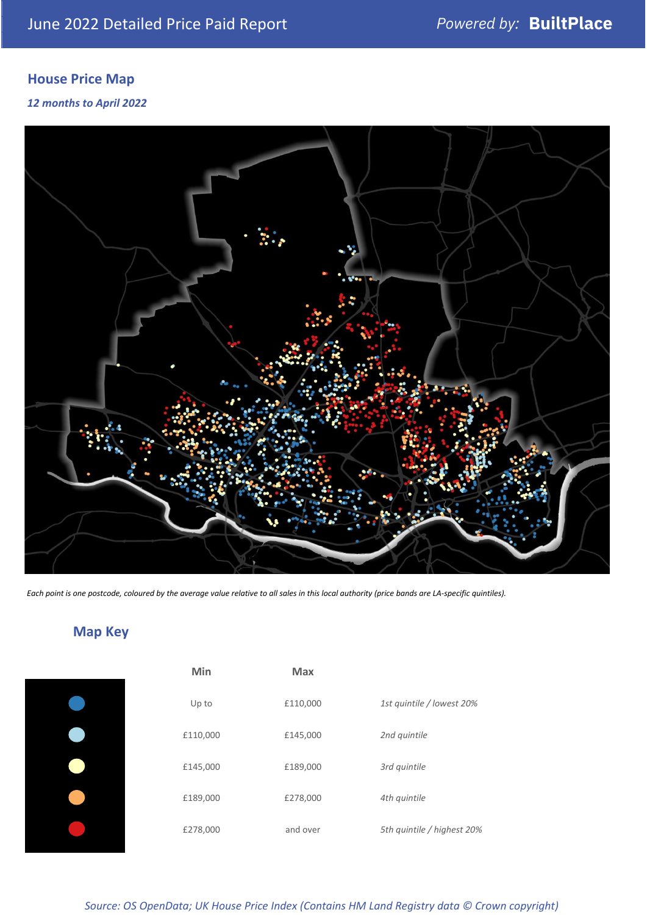## House Price Map

*12 months to April 2022*

*Each point is one postcode, coloured by the average value relative to all sales in this local authority (price bands are LA-specific quintiles).*

## Map Key

| | Min | Max | |
|---|---|---|---|
| | Up to | £110,000 | *1st quintile / lowest 20%* |
| | £110,000 | £145,000 | *2nd quintile* |
| | £145,000 | £189,000 | *3rd quintile* |
| | £189,000 | £278,000 | *4th quintile* |
| | £278,000 | and over | *5th quintile / highest 20%* |

*Source: OS OpenData; UK House Price Index (Contains HM Land Registry data © Crown copyright)*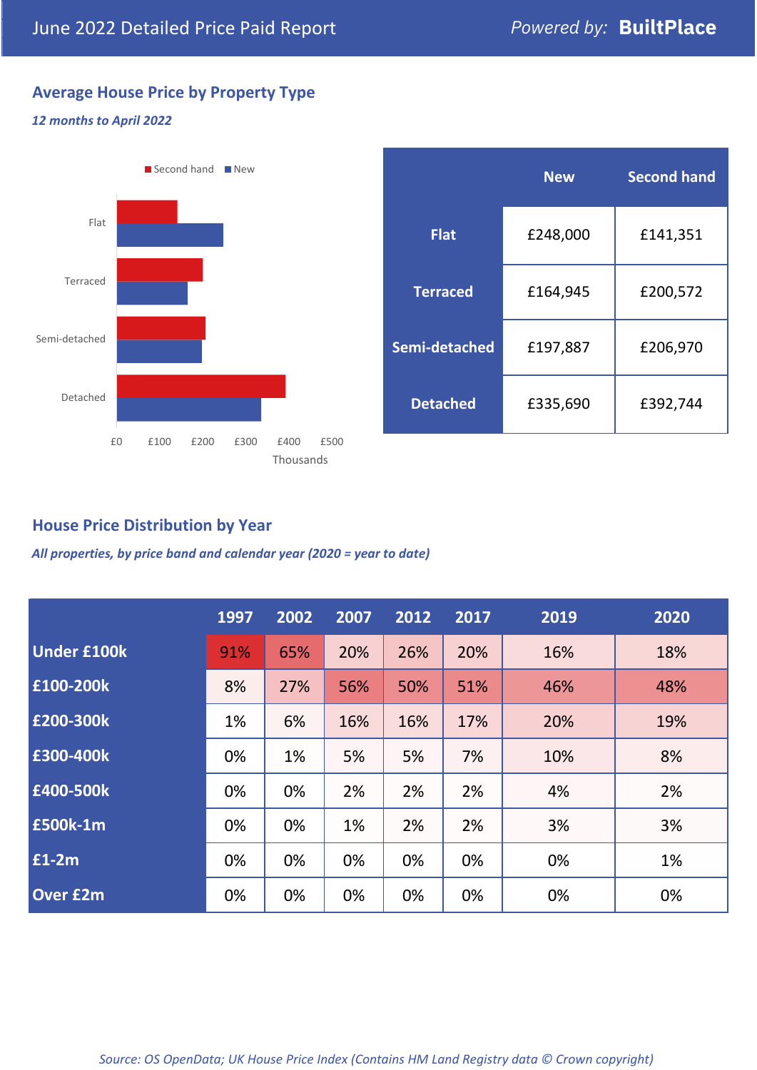June 2022 Detailed Price Paid Report

Powered by: **BuiltPlace**

## Average House Price by Property Type

*12 months to April 2022*

Second hand ■ New ■

Flat

Terraced

Semi-detached

Detached

£0 £100 £200 £300 £400 £500

Thousands

| | New | Second hand |
|---|---|---|
| **Flat** | £248,000 | £141,351 |
| **Terraced** | £164,945 | £200,572 |
| **Semi-detached** | £197,887 | £206,970 |
| **Detached** | £335,690 | £392,744 |

## House Price Distribution by Year

*All properties, by price band and calendar year (2020 = year to date)*

| | 1997 | 2002 | 2007 | 2012 | 2017 | 2019 | 2020 |
|---|---|---|---|---|---|---|---|
| **Under £100k** | 91% | 65% | 20% | 26% | 20% | 16% | 18% |
| **£100-200k** | 8% | 27% | 56% | 50% | 51% | 46% | 48% |
| **£200-300k** | 1% | 6% | 16% | 16% | 17% | 20% | 19% |
| **£300-400k** | 0% | 1% | 5% | 5% | 7% | 10% | 8% |
| **£400-500k** | 0% | 0% | 2% | 2% | 2% | 4% | 2% |
| **£500k-1m** | 0% | 0% | 1% | 2% | 2% | 3% | 3% |
| **£1-2m** | 0% | 0% | 0% | 0% | 0% | 0% | 1% |
| **Over £2m** | 0% | 0% | 0% | 0% | 0% | 0% | 0% |

*Source: OS OpenData; UK House Price Index (Contains HM Land Registry data © Crown copyright)*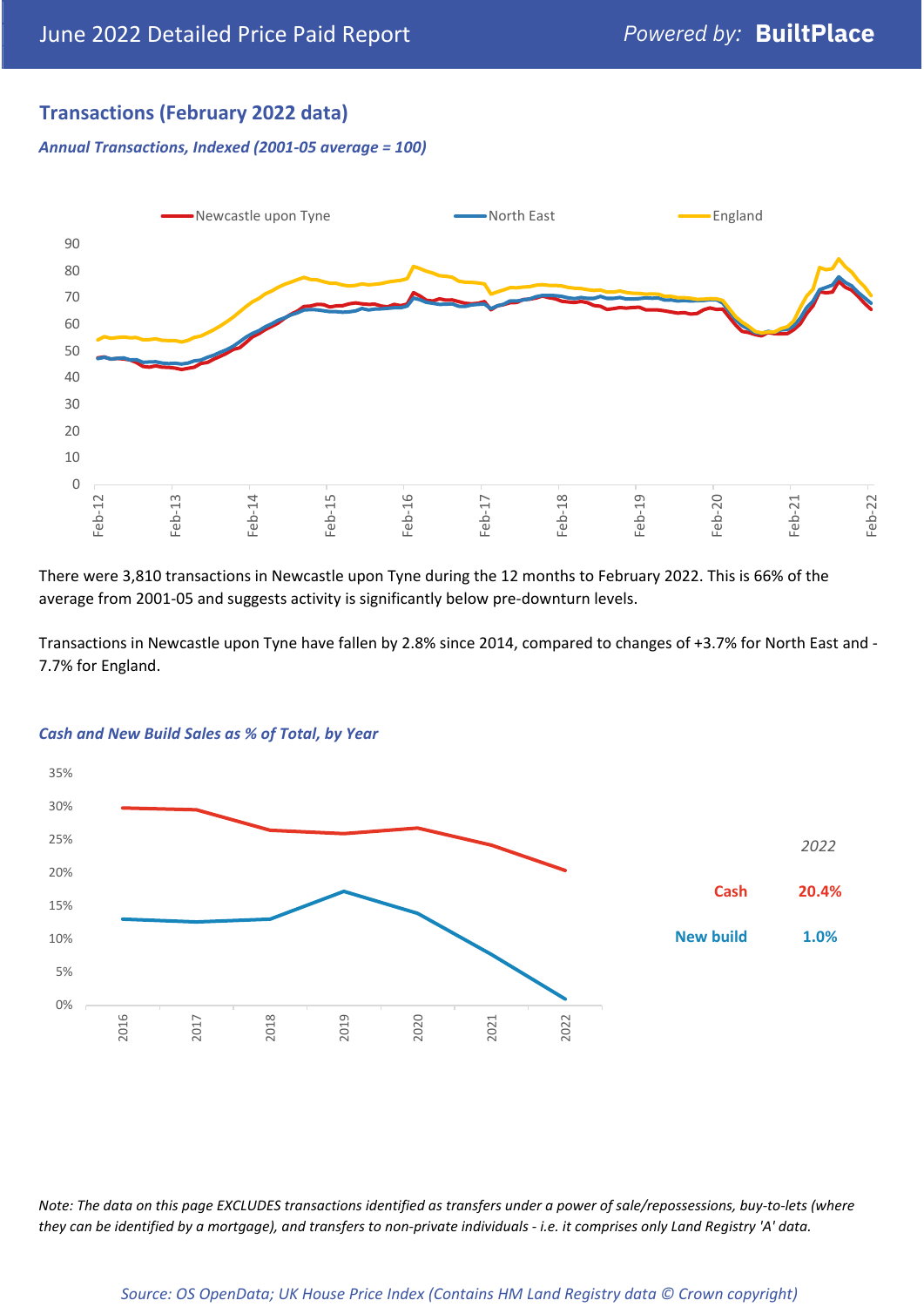## Transactions (February 2022 data)

***Annual Transactions, Indexed (2001-05 average = 100)***

There were 3,810 transactions in Newcastle upon Tyne during the 12 months to February 2022. This is 66% of the average from 2001-05 and suggests activity is significantly below pre-downturn levels.

Transactions in Newcastle upon Tyne have fallen by 2.8% since 2014, compared to changes of +3.7% for North East and -7.7% for England.

***Cash and New Build Sales as % of Total, by Year***

| *2022* | |
|---|---|
| Cash | 20.4% |
| New build | 1.0% |

*Note: The data on this page EXCLUDES transactions identified as transfers under a power of sale/repossessions, buy-to-lets (where they can be identified by a mortgage), and transfers to non-private individuals - i.e. it comprises only Land Registry 'A' data.*

*Source: OS OpenData; UK House Price Index (Contains HM Land Registry data © Crown copyright)*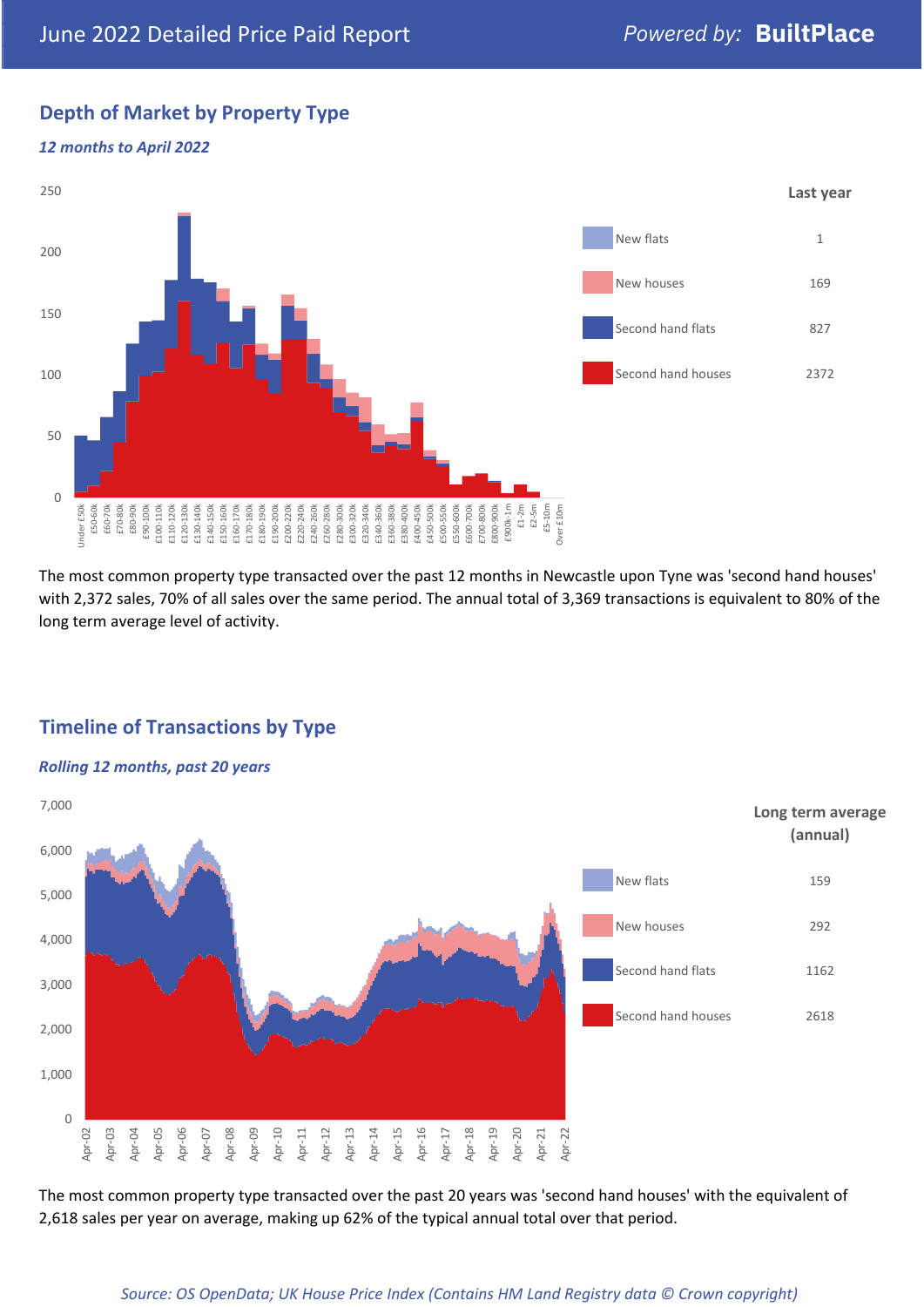June 2022 Detailed Price Paid Report

Powered by: **BuiltPlace**

## Depth of Market by Property Type

*12 months to April 2022*

250
200
150
100
50
0

Under £50k, £50-60k, £60-70k, £70-80k, £80-90k, £90-100k, £100-110k, £110-120k, £120-130k, £130-140k, £140-150k, £150-160k, £160-170k, £170-180k, £180-190k, £190-200k, £200-220k, £220-240k, £240-260k, £260-280k, £280-300k, £300-320k, £320-340k, £340-360k, £360-380k, £380-400k, £400-450k, £450-500k, £500-550k, £550-600k, £600-700k, £700-800k, £800-900k, £900k-1m, £1-2m, £2-5m, £5-10m, Over £10m

Last year

New flats 1
New houses 169
Second hand flats 827
Second hand houses 2372

The most common property type transacted over the past 12 months in Newcastle upon Tyne was 'second hand houses' with 2,372 sales, 70% of all sales over the same period. The annual total of 3,369 transactions is equivalent to 80% of the long term average level of activity.

## Timeline of Transactions by Type

*Rolling 12 months, past 20 years*

7,000
6,000
5,000
4,000
3,000
2,000
1,000
0

Apr-02, Apr-03, Apr-04, Apr-05, Apr-06, Apr-07, Apr-08, Apr-09, Apr-10, Apr-11, Apr-12, Apr-13, Apr-14, Apr-15, Apr-16, Apr-17, Apr-18, Apr-19, Apr-20, Apr-21, Apr-22

Long term average (annual)

New flats 159
New houses 292
Second hand flats 1162
Second hand houses 2618

The most common property type transacted over the past 20 years was 'second hand houses' with the equivalent of 2,618 sales per year on average, making up 62% of the typical annual total over that period.

*Source: OS OpenData; UK House Price Index (Contains HM Land Registry data © Crown copyright)*